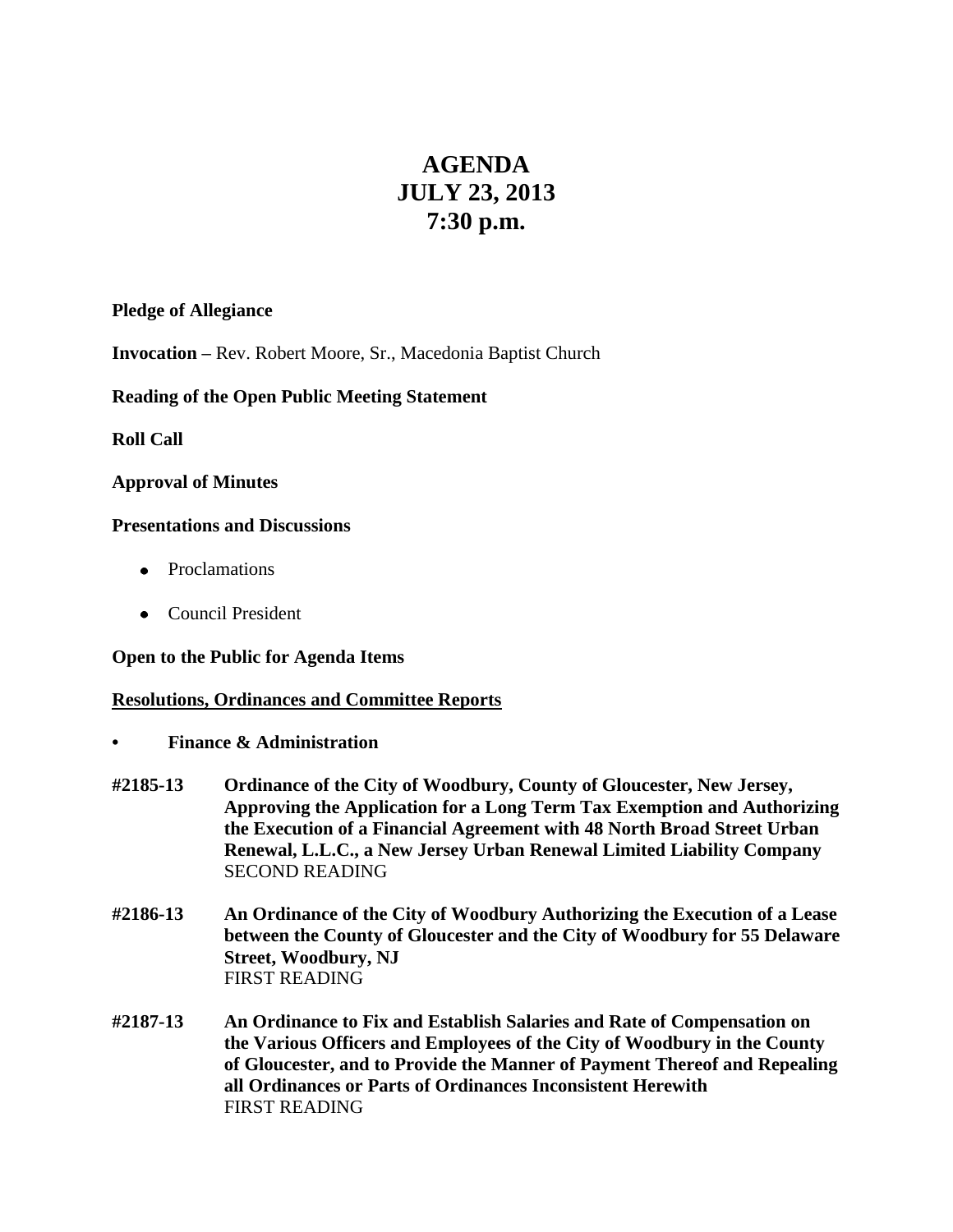# AGENDA
# JULY 23, 2013
# 7:30 p.m.

**Pledge of Allegiance**

**Invocation –** Rev. Robert Moore, Sr., Macedonia Baptist Church

**Reading of the Open Public Meeting Statement**

**Roll Call**

**Approval of Minutes**

**Presentations and Discussions**

- Proclamations
- Council President

**Open to the Public for Agenda Items**

**<u>Resolutions, Ordinances and Committee Reports</u>**

- **Finance & Administration**

**#2185-13** **Ordinance of the City of Woodbury, County of Gloucester, New Jersey, Approving the Application for a Long Term Tax Exemption and Authorizing the Execution of a Financial Agreement with 48 North Broad Street Urban Renewal, L.L.C., a New Jersey Urban Renewal Limited Liability Company**
SECOND READING

**#2186-13** **An Ordinance of the City of Woodbury Authorizing the Execution of a Lease between the County of Gloucester and the City of Woodbury for 55 Delaware Street, Woodbury, NJ**
FIRST READING

**#2187-13** **An Ordinance to Fix and Establish Salaries and Rate of Compensation on the Various Officers and Employees of the City of Woodbury in the County of Gloucester, and to Provide the Manner of Payment Thereof and Repealing all Ordinances or Parts of Ordinances Inconsistent Herewith**
FIRST READING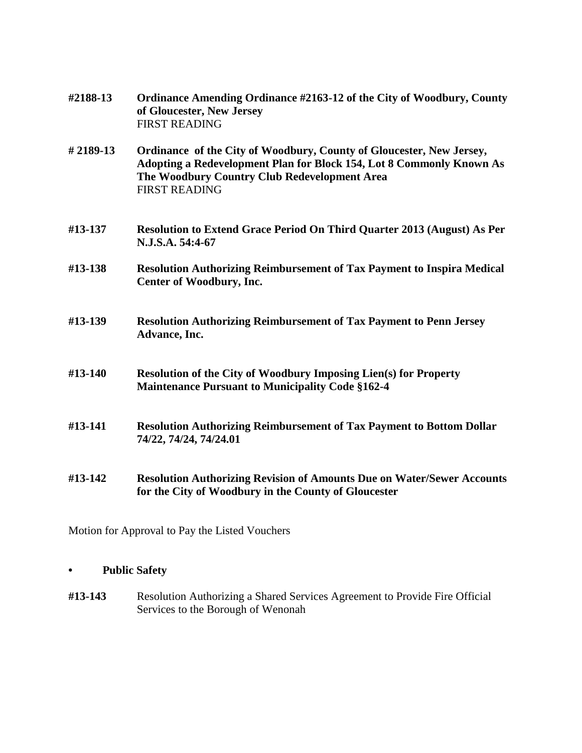**#2188-13** **Ordinance Amending Ordinance #2163-12 of the City of Woodbury, County of Gloucester, New Jersey**
FIRST READING

**# 2189-13** **Ordinance of the City of Woodbury, County of Gloucester, New Jersey, Adopting a Redevelopment Plan for Block 154, Lot 8 Commonly Known As The Woodbury Country Club Redevelopment Area**
FIRST READING

**#13-137** **Resolution to Extend Grace Period On Third Quarter 2013 (August) As Per N.J.S.A. 54:4-67**

**#13-138** **Resolution Authorizing Reimbursement of Tax Payment to Inspira Medical Center of Woodbury, Inc.**

**#13-139** **Resolution Authorizing Reimbursement of Tax Payment to Penn Jersey Advance, Inc.**

**#13-140** **Resolution of the City of Woodbury Imposing Lien(s) for Property Maintenance Pursuant to Municipality Code §162-4**

**#13-141** **Resolution Authorizing Reimbursement of Tax Payment to Bottom Dollar 74/22, 74/24, 74/24.01**

**#13-142** **Resolution Authorizing Revision of Amounts Due on Water/Sewer Accounts for the City of Woodbury in the County of Gloucester**

Motion for Approval to Pay the Listed Vouchers

- **Public Safety**

**#13-143** Resolution Authorizing a Shared Services Agreement to Provide Fire Official Services to the Borough of Wenonah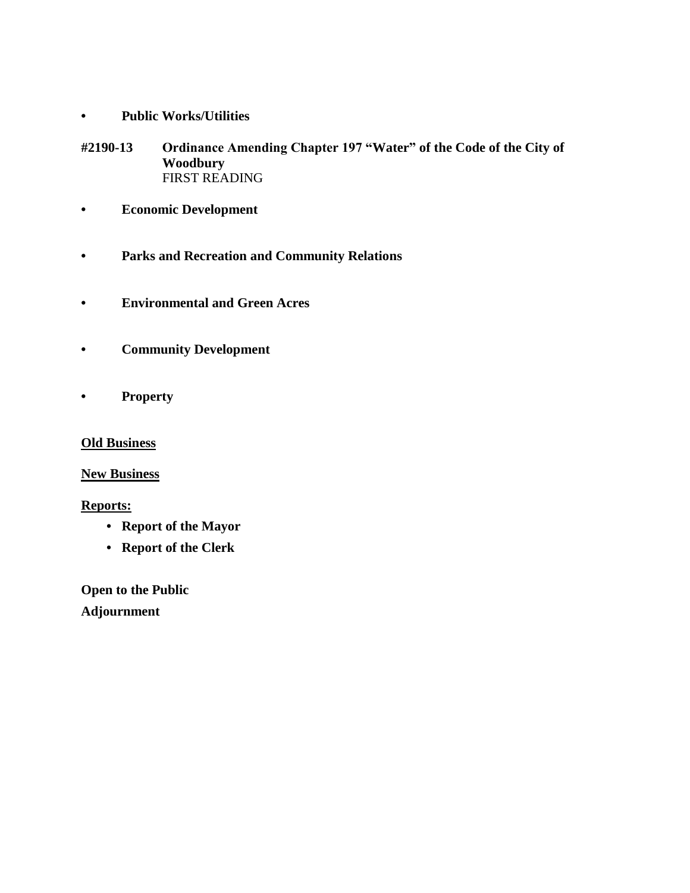- **Public Works/Utilities**

**#2190-13 Ordinance Amending Chapter 197 "Water" of the Code of the City of Woodbury**
FIRST READING

- **Economic Development**

- **Parks and Recreation and Community Relations**

- **Environmental and Green Acres**

- **Community Development**

- **Property**

**<u>Old Business</u>**

**<u>New Business</u>**

**<u>Reports:</u>**

- **Report of the Mayor**
- **Report of the Clerk**

**Open to the Public**

**Adjournment**